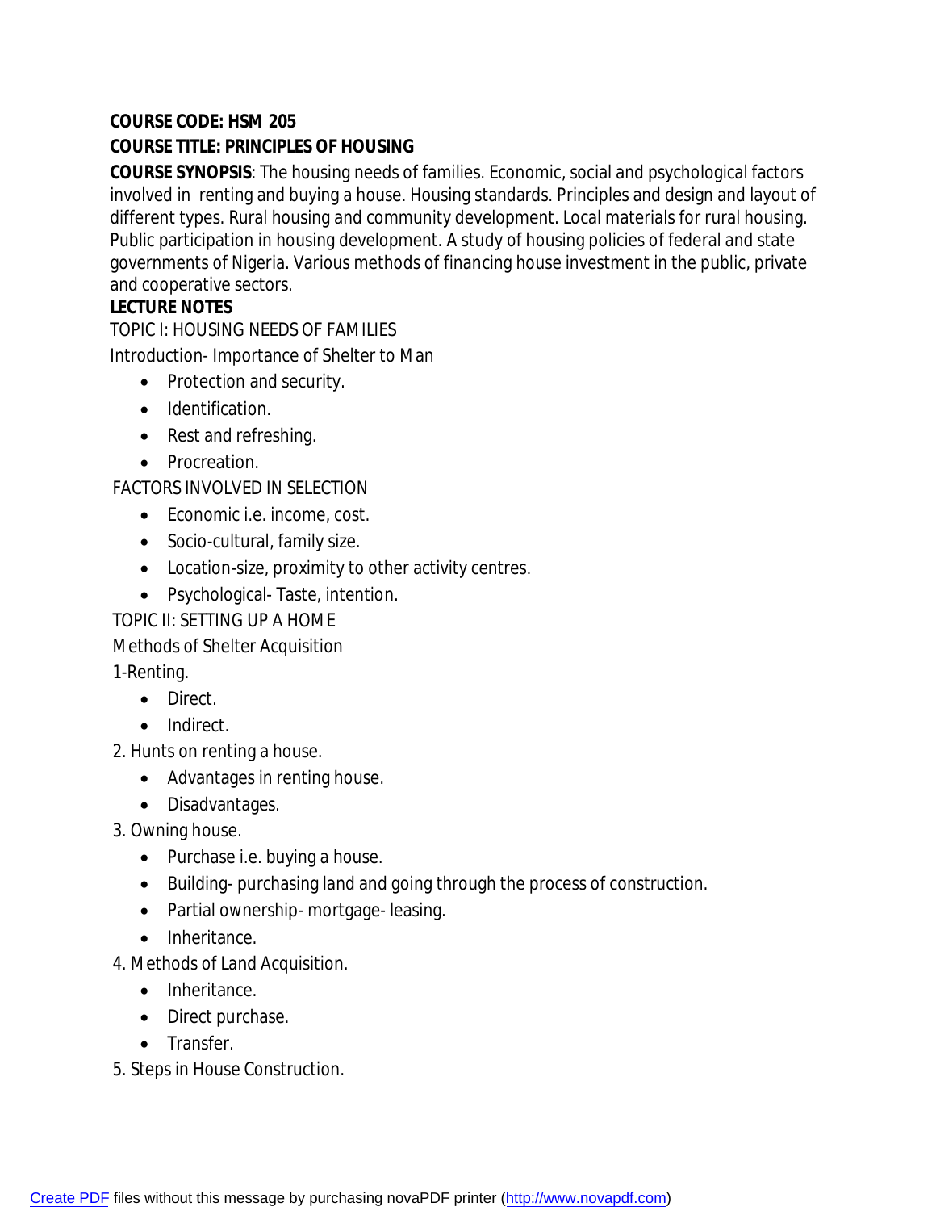**COURSE CODE: HSM 205**

**COURSE TITLE: PRINCIPLES OF HOUSING**

**COURSE SYNOPSIS**: The housing needs of families. Economic, social and psychological factors involved in renting and buying a house. Housing standards. Principles and design and layout of different types. Rural housing and community development. Local materials for rural housing. Public participation in housing development. A study of housing policies of federal and state governments of Nigeria. Various methods of financing house investment in the public, private and cooperative sectors.

**LECTURE NOTES**

TOPIC I: HOUSING NEEDS OF FAMILIES

Introduction- Importance of Shelter to Man

- Protection and security.
- Identification.
- Rest and refreshing.
- Procreation.

FACTORS INVOLVED IN SELECTION

- Economic i.e. income, cost.
- Socio-cultural, family size.
- Location-size, proximity to other activity centres.
- Psychological- Taste, intention.

TOPIC II: SETTING UP A HOME

Methods of Shelter Acquisition

1-Renting.

- Direct.
- Indirect.

2. Hunts on renting a house.

- Advantages in renting house.
- Disadvantages.

3. Owning house.

- Purchase i.e. buying a house.
- Building- purchasing land and going through the process of construction.
- Partial ownership- mortgage- leasing.
- Inheritance.

4. Methods of Land Acquisition.

- Inheritance.
- Direct purchase.
- Transfer.

5. Steps in House Construction.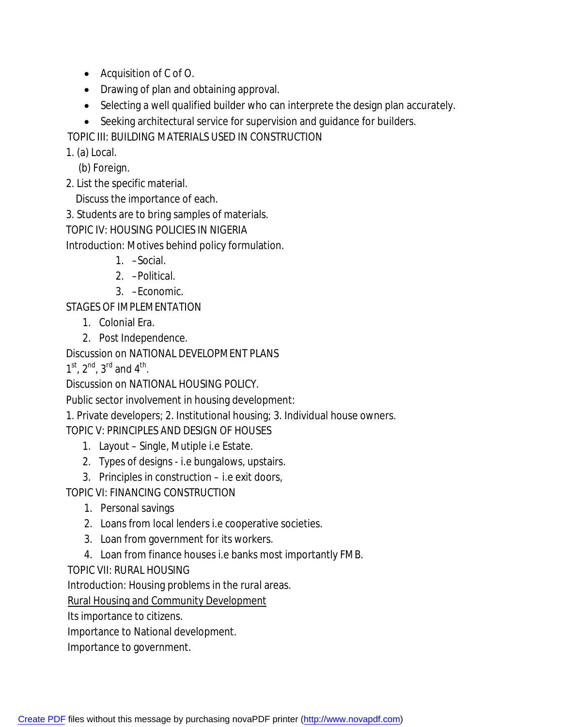- Acquisition of C of O.
- Drawing of plan and obtaining approval.
- Selecting a well qualified builder who can interprete the design plan accurately.
- Seeking architectural service for supervision and guidance for builders.

TOPIC III: BUILDING MATERIALS USED IN CONSTRUCTION

1. (a) Local.

   (b) Foreign.

2. List the specific material.

   Discuss the importance of each.

3. Students are to bring samples of materials.

TOPIC IV: HOUSING POLICIES IN NIGERIA

Introduction: Motives behind policy formulation.

1. –Social.
2. –Political.
3. –Economic.

STAGES OF IMPLEMENTATION

1. Colonial Era.
2. Post Independence.

Discussion on NATIONAL DEVELOPMENT PLANS

1st, 2nd, 3rd and 4th.

Discussion on NATIONAL HOUSING POLICY.

Public sector involvement in housing development:

1. Private developers; 2. Institutional housing; 3. Individual house owners.

TOPIC V: PRINCIPLES AND DESIGN OF HOUSES

1. Layout – Single, Mutiple i.e Estate.
2. Types of designs - i.e bungalows, upstairs.
3. Principles in construction – i.e exit doors,

TOPIC VI: FINANCING CONSTRUCTION

1. Personal savings
2. Loans from local lenders i.e cooperative societies.
3. Loan from government for its workers.
4. Loan from finance houses i.e banks most importantly FMB.

TOPIC VII: RURAL HOUSING

Introduction: Housing problems in the rural areas.

Rural Housing and Community Development

Its importance to citizens.

Importance to National development.

Importance to government.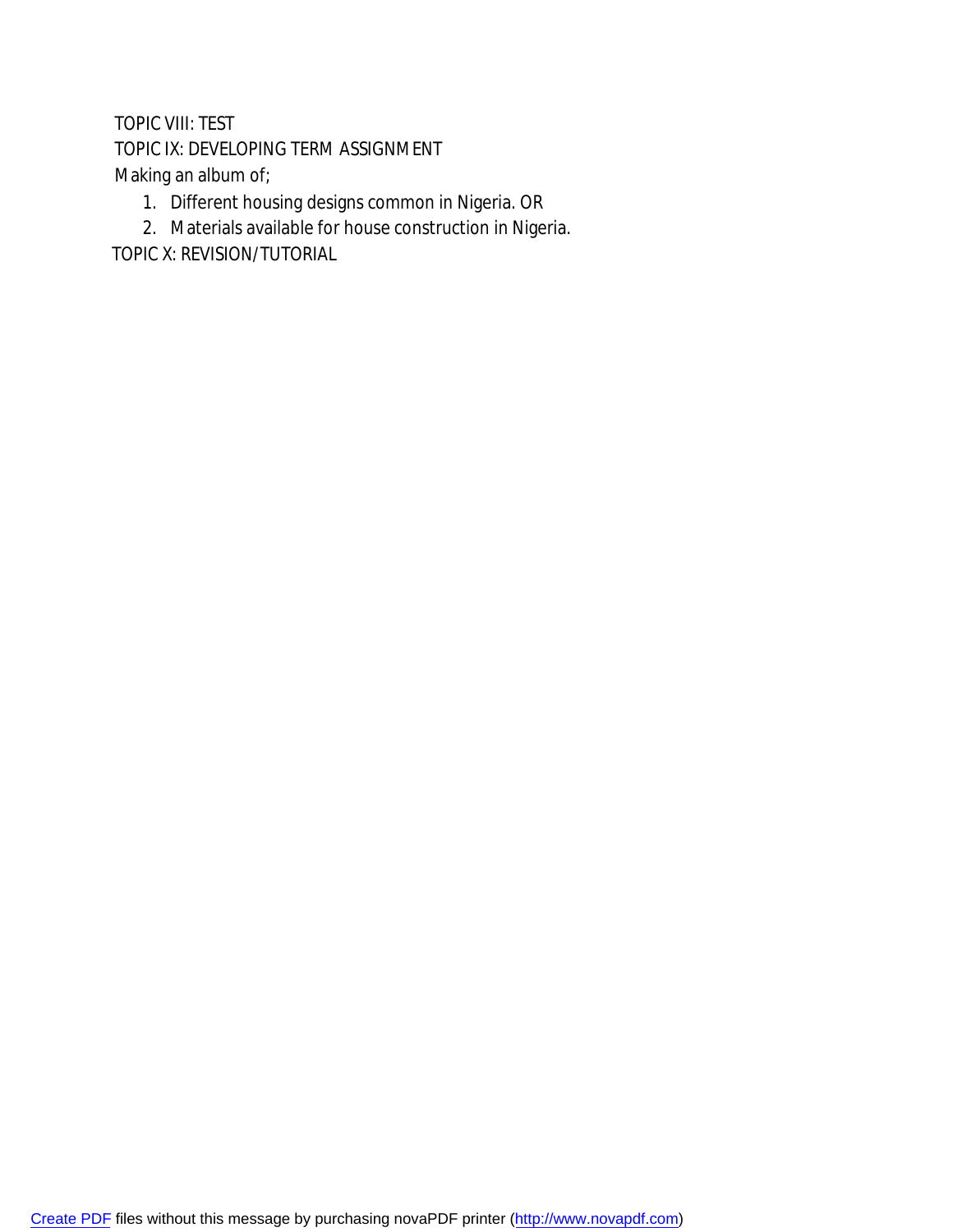TOPIC VIII: TEST

TOPIC IX: DEVELOPING TERM ASSIGNMENT

Making an album of;

1. Different housing designs common in Nigeria. OR
2. Materials available for house construction in Nigeria.

TOPIC X: REVISION/TUTORIAL